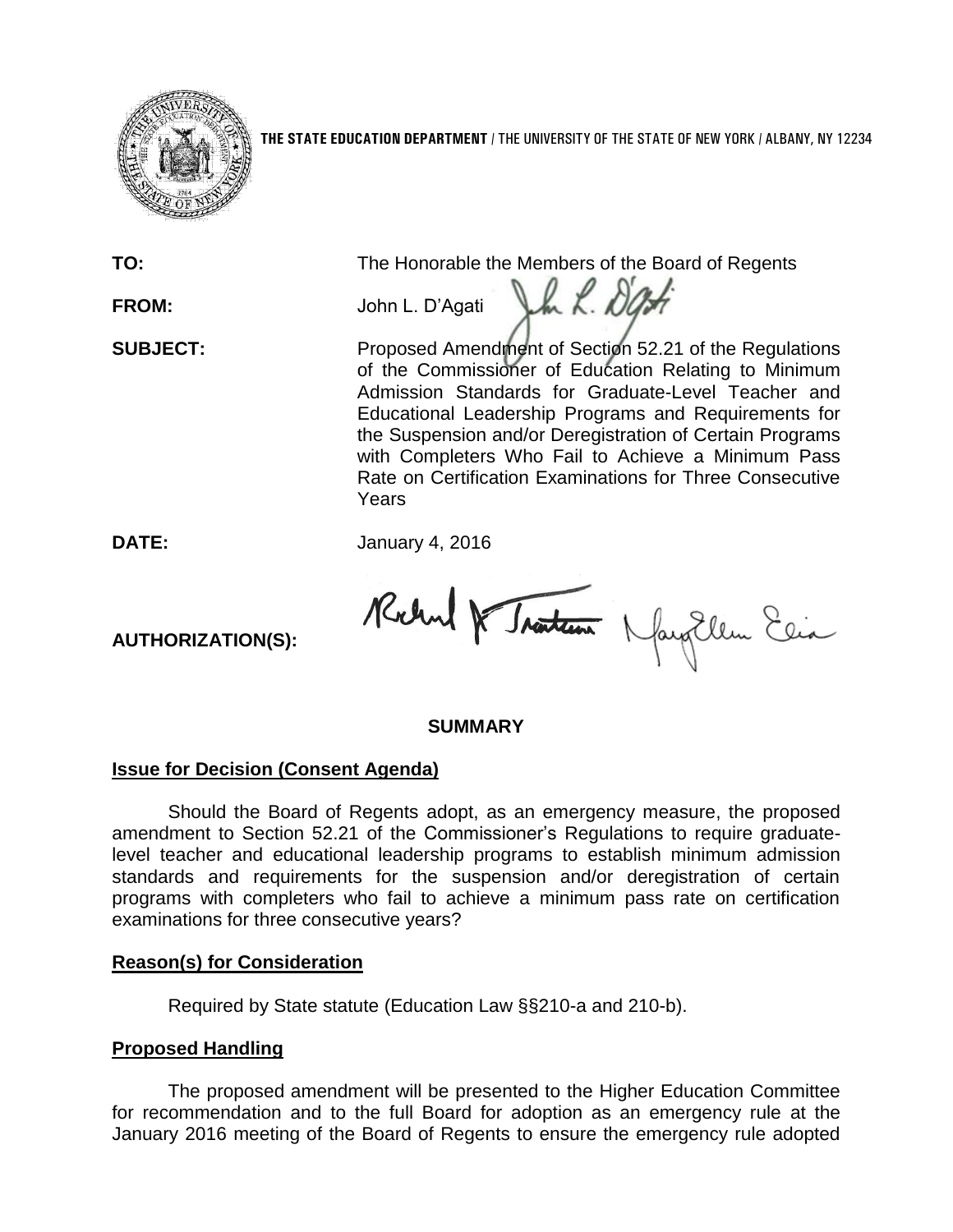**THE STATE EDUCATION DEPARTMENT** / THE UNIVERSITY OF THE STATE OF NEW YORK / ALBANY, NY 12234

**TO:** The Honorable the Members of the Board of Regents

**FROM:** John L. D'Agati

**SUBJECT:** Proposed Amendment of Section 52.21 of the Regulations of the Commissioner of Education Relating to Minimum Admission Standards for Graduate-Level Teacher and Educational Leadership Programs and Requirements for the Suspension and/or Deregistration of Certain Programs with Completers Who Fail to Achieve a Minimum Pass Rate on Certification Examinations for Three Consecutive Years

**DATE:** January 4, 2016

**AUTHORIZATION(S):**

## SUMMARY

### Issue for Decision (Consent Agenda)

Should the Board of Regents adopt, as an emergency measure, the proposed amendment to Section 52.21 of the Commissioner's Regulations to require graduate-level teacher and educational leadership programs to establish minimum admission standards and requirements for the suspension and/or deregistration of certain programs with completers who fail to achieve a minimum pass rate on certification examinations for three consecutive years?

### Reason(s) for Consideration

Required by State statute (Education Law §§210-a and 210-b).

### Proposed Handling

The proposed amendment will be presented to the Higher Education Committee for recommendation and to the full Board for adoption as an emergency rule at the January 2016 meeting of the Board of Regents to ensure the emergency rule adopted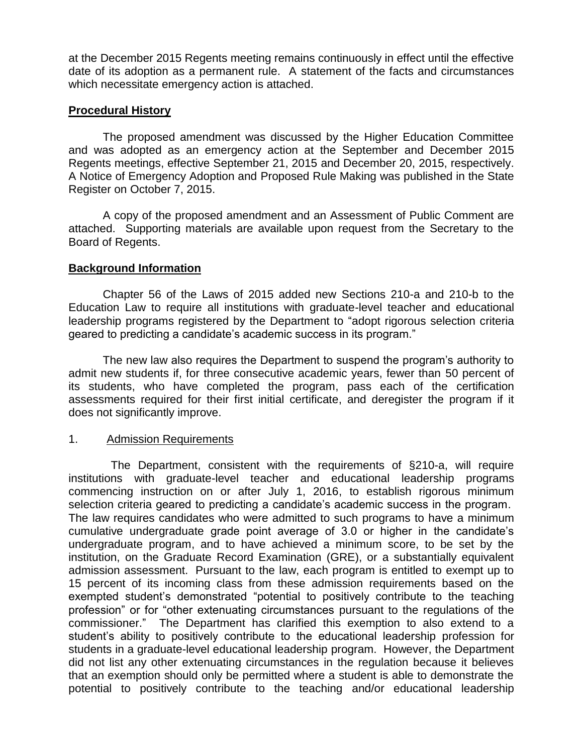at the December 2015 Regents meeting remains continuously in effect until the effective date of its adoption as a permanent rule. A statement of the facts and circumstances which necessitate emergency action is attached.

## Procedural History

The proposed amendment was discussed by the Higher Education Committee and was adopted as an emergency action at the September and December 2015 Regents meetings, effective September 21, 2015 and December 20, 2015, respectively. A Notice of Emergency Adoption and Proposed Rule Making was published in the State Register on October 7, 2015.

A copy of the proposed amendment and an Assessment of Public Comment are attached. Supporting materials are available upon request from the Secretary to the Board of Regents.

## Background Information

Chapter 56 of the Laws of 2015 added new Sections 210-a and 210-b to the Education Law to require all institutions with graduate-level teacher and educational leadership programs registered by the Department to "adopt rigorous selection criteria geared to predicting a candidate's academic success in its program."

The new law also requires the Department to suspend the program's authority to admit new students if, for three consecutive academic years, fewer than 50 percent of its students, who have completed the program, pass each of the certification assessments required for their first initial certificate, and deregister the program if it does not significantly improve.

1. Admission Requirements

The Department, consistent with the requirements of §210-a, will require institutions with graduate-level teacher and educational leadership programs commencing instruction on or after July 1, 2016, to establish rigorous minimum selection criteria geared to predicting a candidate's academic success in the program. The law requires candidates who were admitted to such programs to have a minimum cumulative undergraduate grade point average of 3.0 or higher in the candidate's undergraduate program, and to have achieved a minimum score, to be set by the institution, on the Graduate Record Examination (GRE), or a substantially equivalent admission assessment. Pursuant to the law, each program is entitled to exempt up to 15 percent of its incoming class from these admission requirements based on the exempted student's demonstrated "potential to positively contribute to the teaching profession" or for "other extenuating circumstances pursuant to the regulations of the commissioner." The Department has clarified this exemption to also extend to a student's ability to positively contribute to the educational leadership profession for students in a graduate-level educational leadership program. However, the Department did not list any other extenuating circumstances in the regulation because it believes that an exemption should only be permitted where a student is able to demonstrate the potential to positively contribute to the teaching and/or educational leadership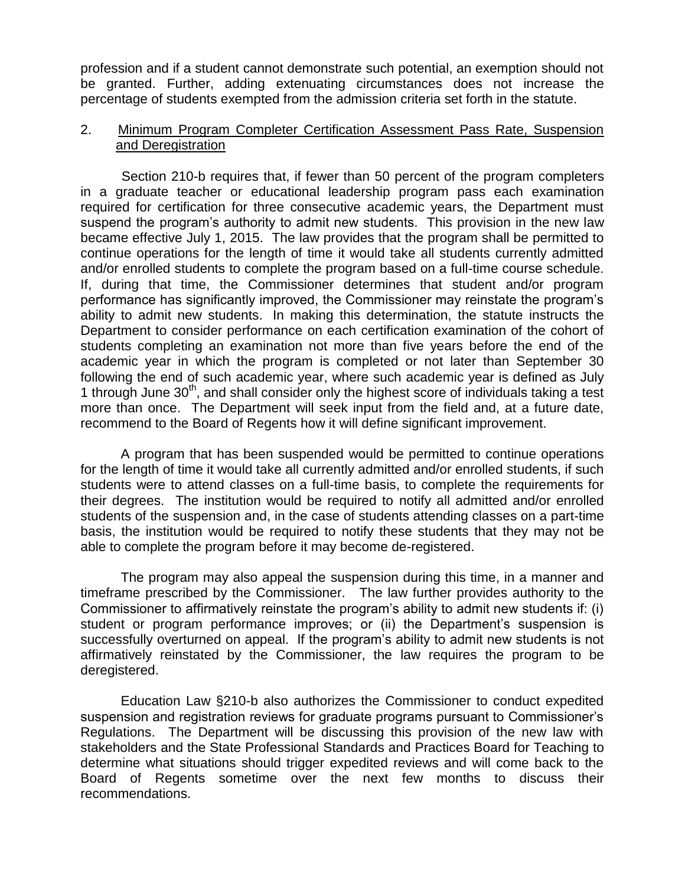profession and if a student cannot demonstrate such potential, an exemption should not be granted. Further, adding extenuating circumstances does not increase the percentage of students exempted from the admission criteria set forth in the statute.

2. Minimum Program Completer Certification Assessment Pass Rate, Suspension and Deregistration

Section 210-b requires that, if fewer than 50 percent of the program completers in a graduate teacher or educational leadership program pass each examination required for certification for three consecutive academic years, the Department must suspend the program's authority to admit new students. This provision in the new law became effective July 1, 2015. The law provides that the program shall be permitted to continue operations for the length of time it would take all students currently admitted and/or enrolled students to complete the program based on a full-time course schedule. If, during that time, the Commissioner determines that student and/or program performance has significantly improved, the Commissioner may reinstate the program's ability to admit new students. In making this determination, the statute instructs the Department to consider performance on each certification examination of the cohort of students completing an examination not more than five years before the end of the academic year in which the program is completed or not later than September 30 following the end of such academic year, where such academic year is defined as July 1 through June 30th, and shall consider only the highest score of individuals taking a test more than once. The Department will seek input from the field and, at a future date, recommend to the Board of Regents how it will define significant improvement.

A program that has been suspended would be permitted to continue operations for the length of time it would take all currently admitted and/or enrolled students, if such students were to attend classes on a full-time basis, to complete the requirements for their degrees. The institution would be required to notify all admitted and/or enrolled students of the suspension and, in the case of students attending classes on a part-time basis, the institution would be required to notify these students that they may not be able to complete the program before it may become de-registered.

The program may also appeal the suspension during this time, in a manner and timeframe prescribed by the Commissioner. The law further provides authority to the Commissioner to affirmatively reinstate the program's ability to admit new students if: (i) student or program performance improves; or (ii) the Department's suspension is successfully overturned on appeal. If the program's ability to admit new students is not affirmatively reinstated by the Commissioner, the law requires the program to be deregistered.

Education Law §210-b also authorizes the Commissioner to conduct expedited suspension and registration reviews for graduate programs pursuant to Commissioner's Regulations. The Department will be discussing this provision of the new law with stakeholders and the State Professional Standards and Practices Board for Teaching to determine what situations should trigger expedited reviews and will come back to the Board of Regents sometime over the next few months to discuss their recommendations.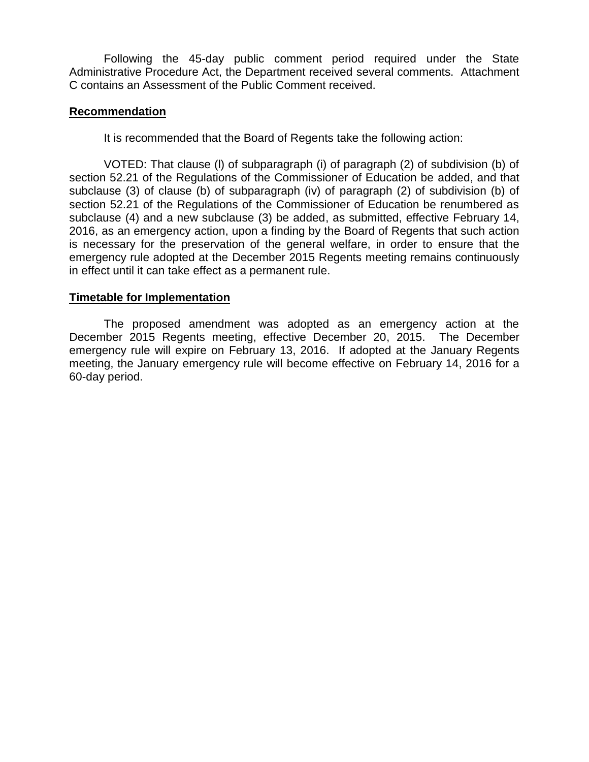Following the 45-day public comment period required under the State Administrative Procedure Act, the Department received several comments. Attachment C contains an Assessment of the Public Comment received.

**Recommendation**

It is recommended that the Board of Regents take the following action:

VOTED: That clause (l) of subparagraph (i) of paragraph (2) of subdivision (b) of section 52.21 of the Regulations of the Commissioner of Education be added, and that subclause (3) of clause (b) of subparagraph (iv) of paragraph (2) of subdivision (b) of section 52.21 of the Regulations of the Commissioner of Education be renumbered as subclause (4) and a new subclause (3) be added, as submitted, effective February 14, 2016, as an emergency action, upon a finding by the Board of Regents that such action is necessary for the preservation of the general welfare, in order to ensure that the emergency rule adopted at the December 2015 Regents meeting remains continuously in effect until it can take effect as a permanent rule.

**Timetable for Implementation**

The proposed amendment was adopted as an emergency action at the December 2015 Regents meeting, effective December 20, 2015. The December emergency rule will expire on February 13, 2016. If adopted at the January Regents meeting, the January emergency rule will become effective on February 14, 2016 for a 60-day period.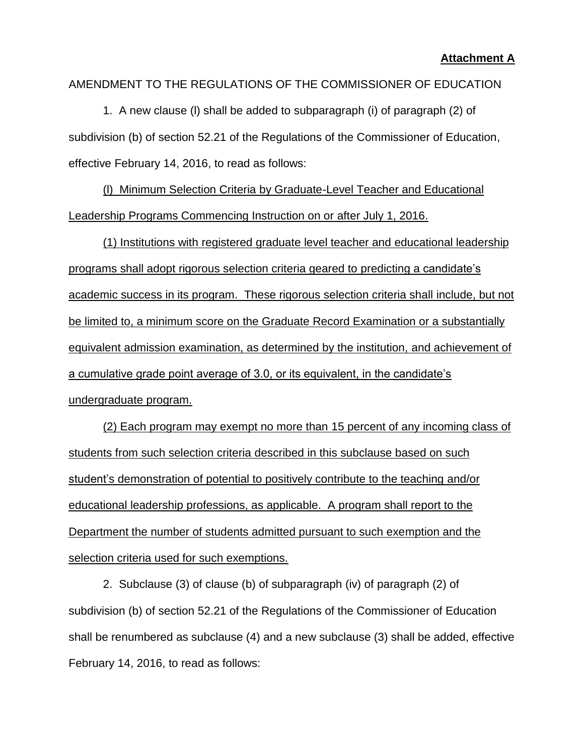**Attachment A**

AMENDMENT TO THE REGULATIONS OF THE COMMISSIONER OF EDUCATION

1. A new clause (l) shall be added to subparagraph (i) of paragraph (2) of subdivision (b) of section 52.21 of the Regulations of the Commissioner of Education, effective February 14, 2016, to read as follows:

<u>(l) Minimum Selection Criteria by Graduate-Level Teacher and Educational Leadership Programs Commencing Instruction on or after July 1, 2016.</u>

<u>(1) Institutions with registered graduate level teacher and educational leadership programs shall adopt rigorous selection criteria geared to predicting a candidate's academic success in its program. These rigorous selection criteria shall include, but not be limited to, a minimum score on the Graduate Record Examination or a substantially equivalent admission examination, as determined by the institution, and achievement of a cumulative grade point average of 3.0, or its equivalent, in the candidate's undergraduate program.</u>

<u>(2) Each program may exempt no more than 15 percent of any incoming class of students from such selection criteria described in this subclause based on such student's demonstration of potential to positively contribute to the teaching and/or educational leadership professions, as applicable. A program shall report to the Department the number of students admitted pursuant to such exemption and the selection criteria used for such exemptions.</u>

2. Subclause (3) of clause (b) of subparagraph (iv) of paragraph (2) of subdivision (b) of section 52.21 of the Regulations of the Commissioner of Education shall be renumbered as subclause (4) and a new subclause (3) shall be added, effective February 14, 2016, to read as follows: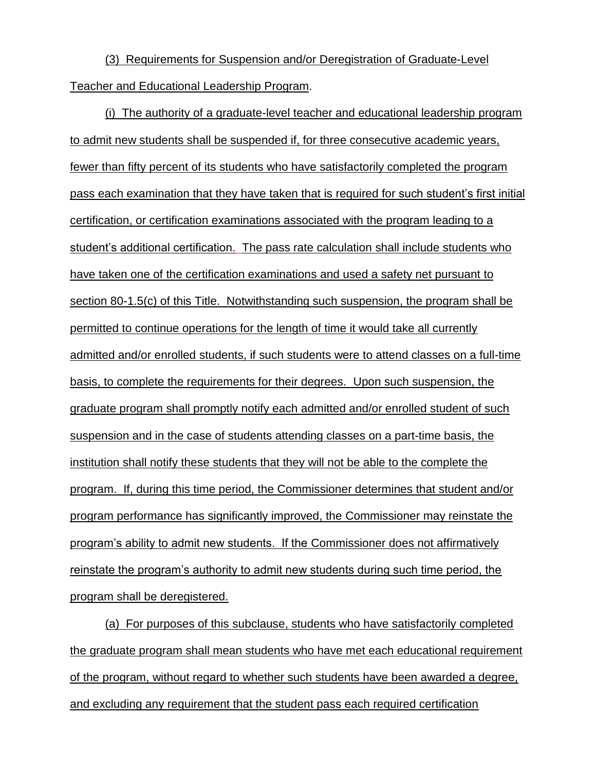(3) Requirements for Suspension and/or Deregistration of Graduate-Level Teacher and Educational Leadership Program.

(i) The authority of a graduate-level teacher and educational leadership program to admit new students shall be suspended if, for three consecutive academic years, fewer than fifty percent of its students who have satisfactorily completed the program pass each examination that they have taken that is required for such student's first initial certification, or certification examinations associated with the program leading to a student's additional certification. The pass rate calculation shall include students who have taken one of the certification examinations and used a safety net pursuant to section 80-1.5(c) of this Title. Notwithstanding such suspension, the program shall be permitted to continue operations for the length of time it would take all currently admitted and/or enrolled students, if such students were to attend classes on a full-time basis, to complete the requirements for their degrees. Upon such suspension, the graduate program shall promptly notify each admitted and/or enrolled student of such suspension and in the case of students attending classes on a part-time basis, the institution shall notify these students that they will not be able to the complete the program. If, during this time period, the Commissioner determines that student and/or program performance has significantly improved, the Commissioner may reinstate the program's ability to admit new students. If the Commissioner does not affirmatively reinstate the program's authority to admit new students during such time period, the program shall be deregistered.

(a) For purposes of this subclause, students who have satisfactorily completed the graduate program shall mean students who have met each educational requirement of the program, without regard to whether such students have been awarded a degree, and excluding any requirement that the student pass each required certification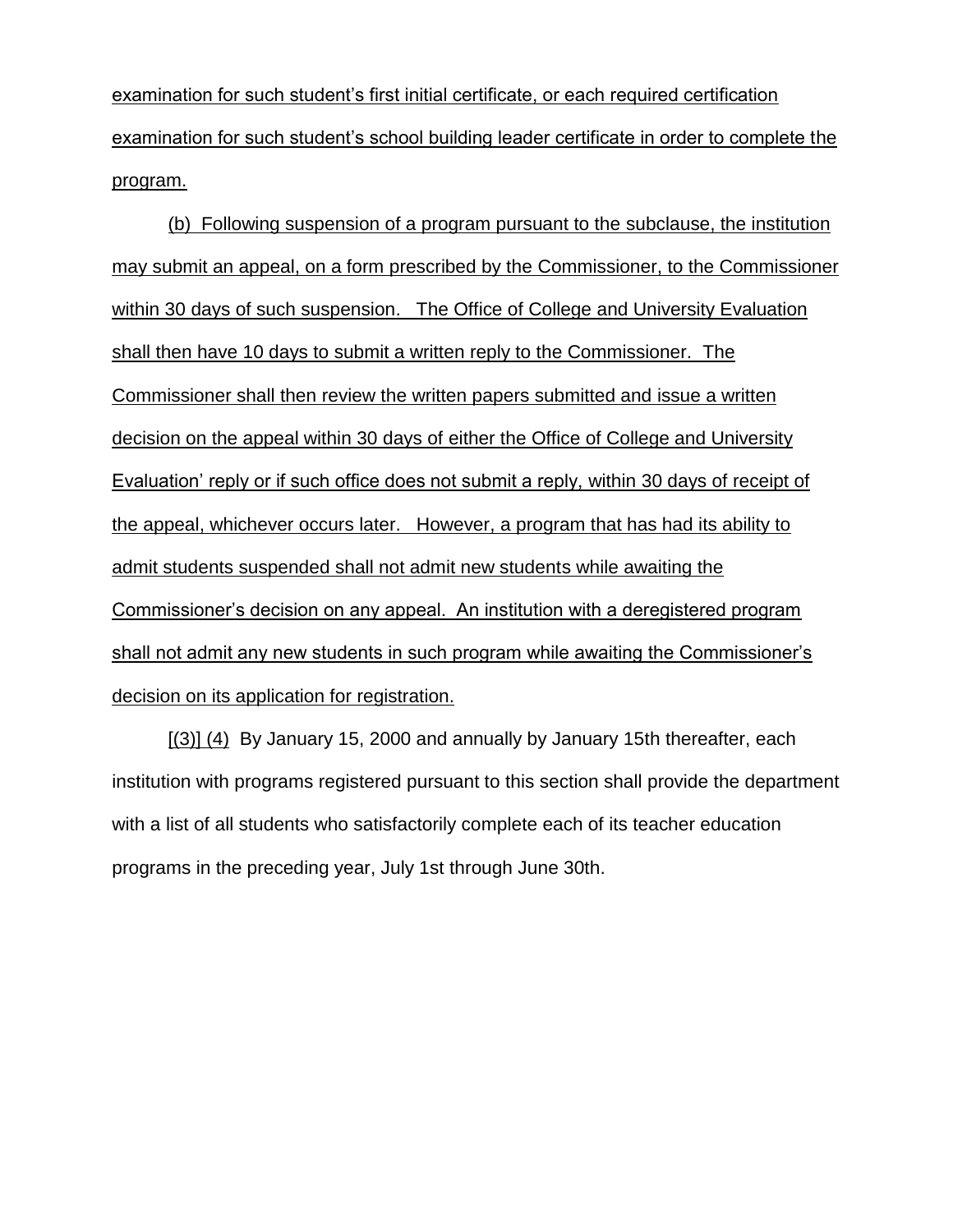examination for such student's first initial certificate, or each required certification examination for such student's school building leader certificate in order to complete the program.

(b) Following suspension of a program pursuant to the subclause, the institution may submit an appeal, on a form prescribed by the Commissioner, to the Commissioner within 30 days of such suspension. The Office of College and University Evaluation shall then have 10 days to submit a written reply to the Commissioner. The Commissioner shall then review the written papers submitted and issue a written decision on the appeal within 30 days of either the Office of College and University Evaluation' reply or if such office does not submit a reply, within 30 days of receipt of the appeal, whichever occurs later. However, a program that has had its ability to admit students suspended shall not admit new students while awaiting the Commissioner's decision on any appeal. An institution with a deregistered program shall not admit any new students in such program while awaiting the Commissioner's decision on its application for registration.

[(3)] (4) By January 15, 2000 and annually by January 15th thereafter, each institution with programs registered pursuant to this section shall provide the department with a list of all students who satisfactorily complete each of its teacher education programs in the preceding year, July 1st through June 30th.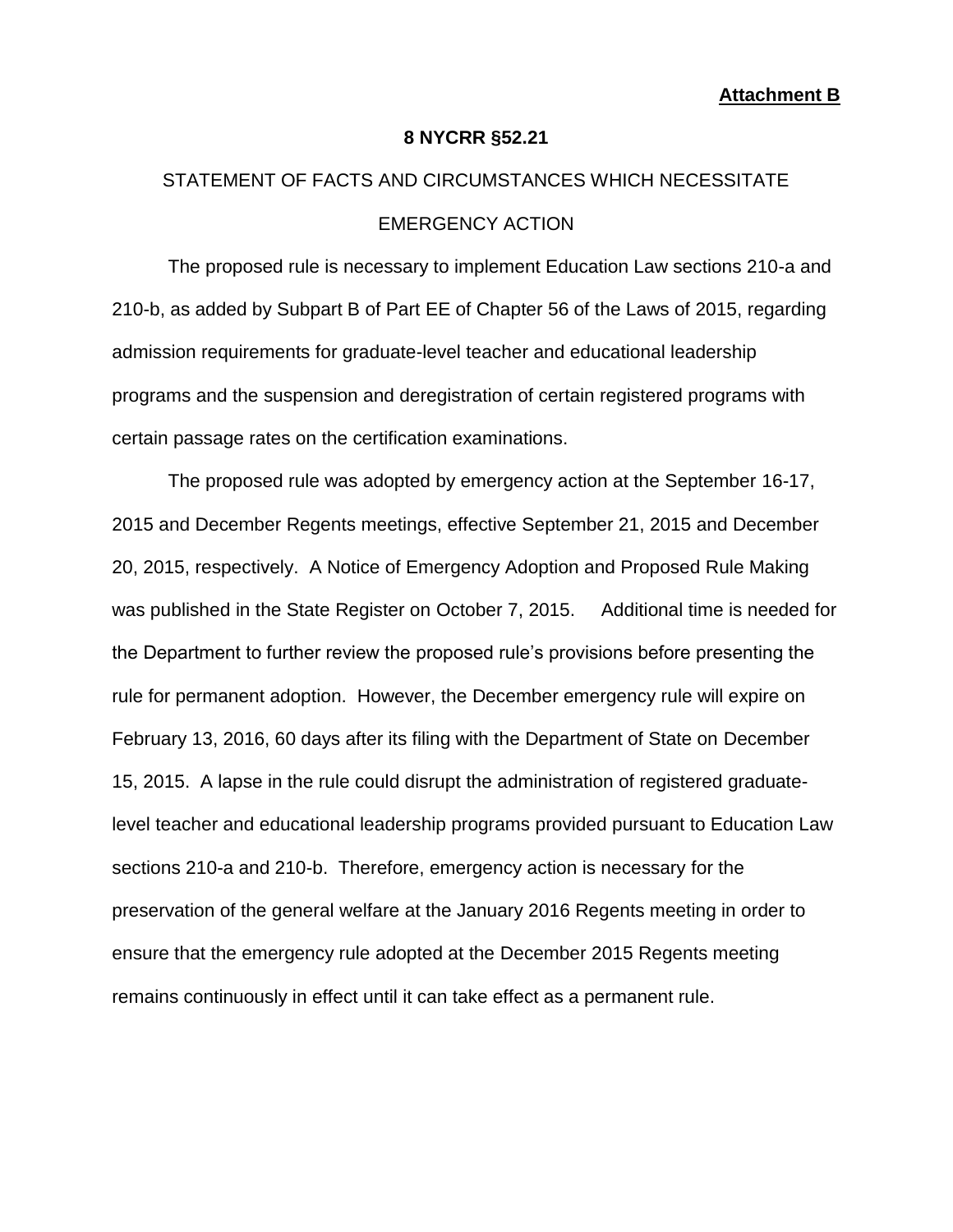**Attachment B**

**8 NYCRR §52.21**

STATEMENT OF FACTS AND CIRCUMSTANCES WHICH NECESSITATE EMERGENCY ACTION

The proposed rule is necessary to implement Education Law sections 210-a and 210-b, as added by Subpart B of Part EE of Chapter 56 of the Laws of 2015, regarding admission requirements for graduate-level teacher and educational leadership programs and the suspension and deregistration of certain registered programs with certain passage rates on the certification examinations.

The proposed rule was adopted by emergency action at the September 16-17, 2015 and December Regents meetings, effective September 21, 2015 and December 20, 2015, respectively. A Notice of Emergency Adoption and Proposed Rule Making was published in the State Register on October 7, 2015. Additional time is needed for the Department to further review the proposed rule's provisions before presenting the rule for permanent adoption. However, the December emergency rule will expire on February 13, 2016, 60 days after its filing with the Department of State on December 15, 2015. A lapse in the rule could disrupt the administration of registered graduate-level teacher and educational leadership programs provided pursuant to Education Law sections 210-a and 210-b. Therefore, emergency action is necessary for the preservation of the general welfare at the January 2016 Regents meeting in order to ensure that the emergency rule adopted at the December 2015 Regents meeting remains continuously in effect until it can take effect as a permanent rule.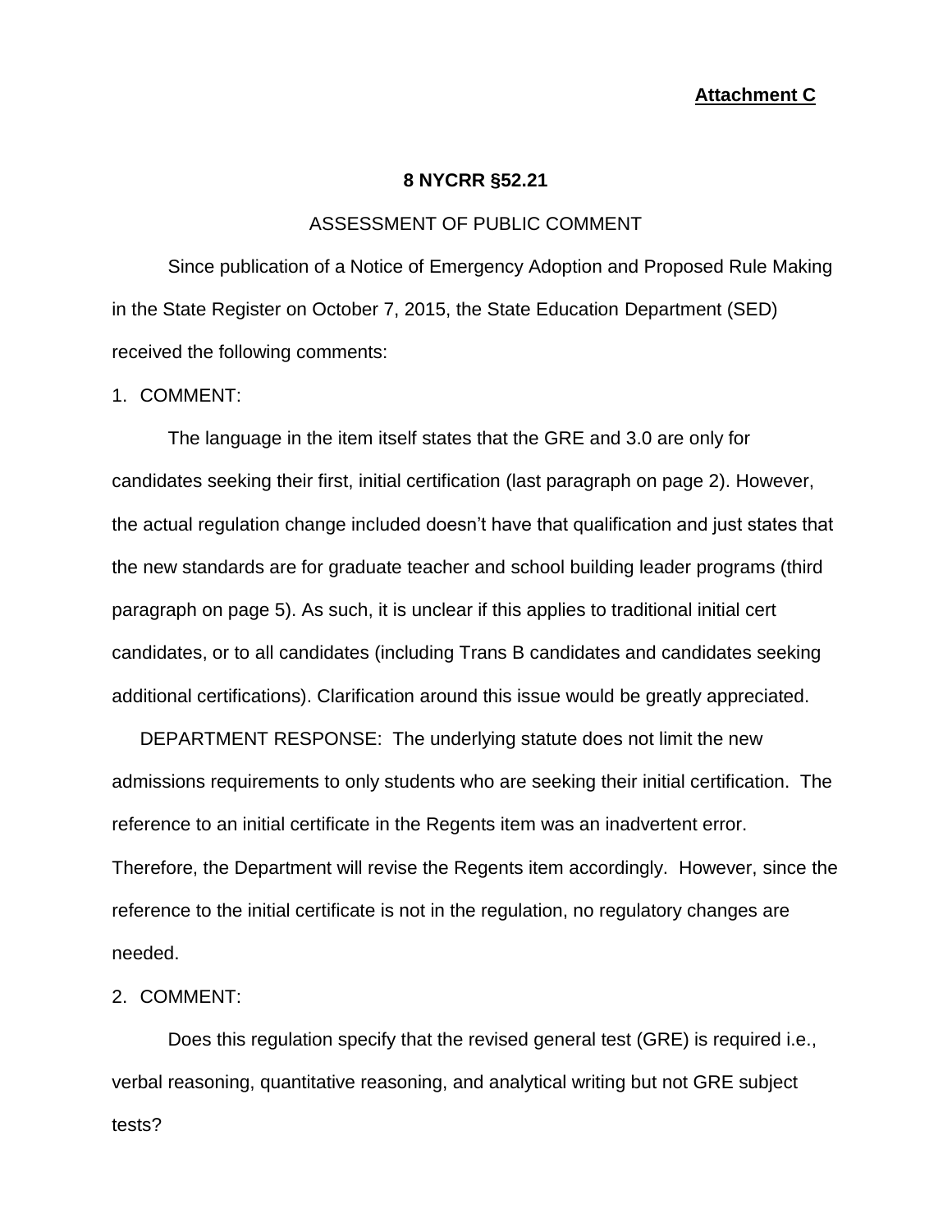**Attachment C**

**8 NYCRR §52.21**

ASSESSMENT OF PUBLIC COMMENT

Since publication of a Notice of Emergency Adoption and Proposed Rule Making in the State Register on October 7, 2015, the State Education Department (SED) received the following comments:

1. COMMENT:

The language in the item itself states that the GRE and 3.0 are only for candidates seeking their first, initial certification (last paragraph on page 2). However, the actual regulation change included doesn't have that qualification and just states that the new standards are for graduate teacher and school building leader programs (third paragraph on page 5). As such, it is unclear if this applies to traditional initial cert candidates, or to all candidates (including Trans B candidates and candidates seeking additional certifications). Clarification around this issue would be greatly appreciated.

DEPARTMENT RESPONSE: The underlying statute does not limit the new admissions requirements to only students who are seeking their initial certification. The reference to an initial certificate in the Regents item was an inadvertent error. Therefore, the Department will revise the Regents item accordingly. However, since the reference to the initial certificate is not in the regulation, no regulatory changes are needed.

2. COMMENT:

Does this regulation specify that the revised general test (GRE) is required i.e., verbal reasoning, quantitative reasoning, and analytical writing but not GRE subject tests?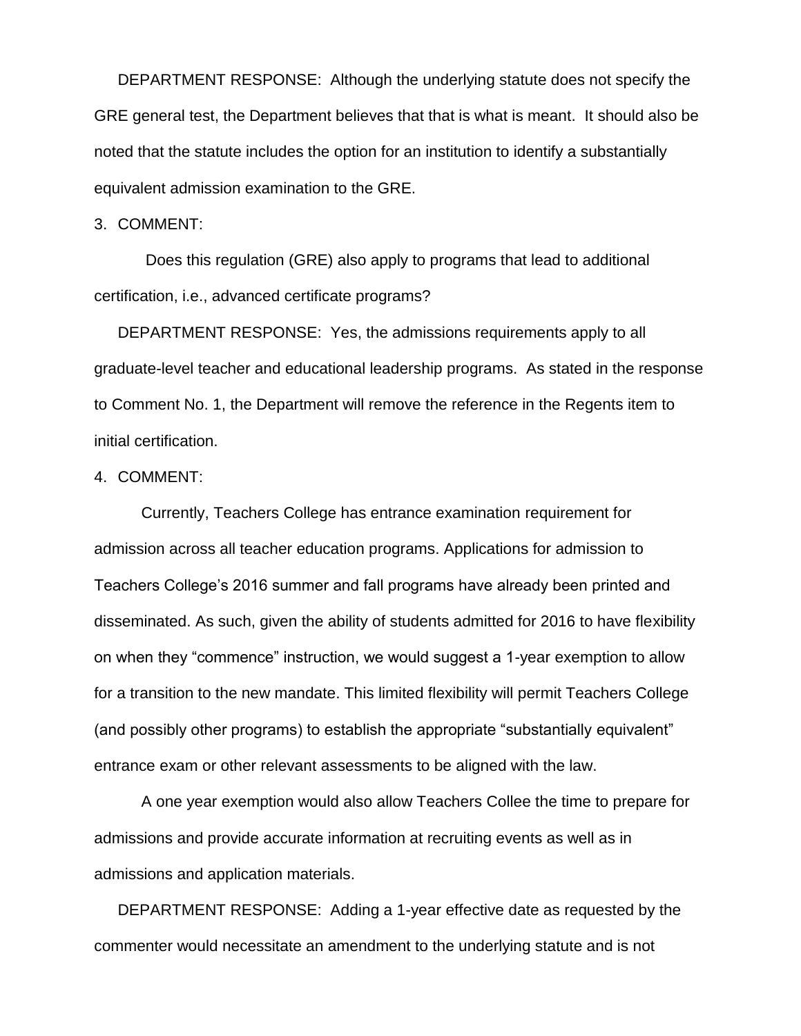DEPARTMENT RESPONSE: Although the underlying statute does not specify the GRE general test, the Department believes that that is what is meant. It should also be noted that the statute includes the option for an institution to identify a substantially equivalent admission examination to the GRE.

3. COMMENT:

Does this regulation (GRE) also apply to programs that lead to additional certification, i.e., advanced certificate programs?

DEPARTMENT RESPONSE: Yes, the admissions requirements apply to all graduate-level teacher and educational leadership programs. As stated in the response to Comment No. 1, the Department will remove the reference in the Regents item to initial certification.

4. COMMENT:

Currently, Teachers College has entrance examination requirement for admission across all teacher education programs. Applications for admission to Teachers College's 2016 summer and fall programs have already been printed and disseminated. As such, given the ability of students admitted for 2016 to have flexibility on when they "commence" instruction, we would suggest a 1-year exemption to allow for a transition to the new mandate. This limited flexibility will permit Teachers College (and possibly other programs) to establish the appropriate "substantially equivalent" entrance exam or other relevant assessments to be aligned with the law.

A one year exemption would also allow Teachers Collee the time to prepare for admissions and provide accurate information at recruiting events as well as in admissions and application materials.

DEPARTMENT RESPONSE: Adding a 1-year effective date as requested by the commenter would necessitate an amendment to the underlying statute and is not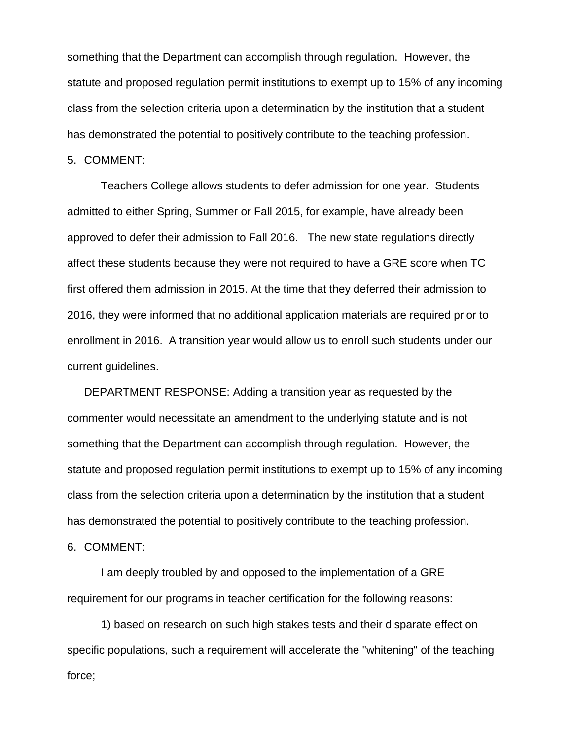something that the Department can accomplish through regulation. However, the statute and proposed regulation permit institutions to exempt up to 15% of any incoming class from the selection criteria upon a determination by the institution that a student has demonstrated the potential to positively contribute to the teaching profession.

5. COMMENT:

Teachers College allows students to defer admission for one year. Students admitted to either Spring, Summer or Fall 2015, for example, have already been approved to defer their admission to Fall 2016. The new state regulations directly affect these students because they were not required to have a GRE score when TC first offered them admission in 2015. At the time that they deferred their admission to 2016, they were informed that no additional application materials are required prior to enrollment in 2016. A transition year would allow us to enroll such students under our current guidelines.

DEPARTMENT RESPONSE: Adding a transition year as requested by the commenter would necessitate an amendment to the underlying statute and is not something that the Department can accomplish through regulation. However, the statute and proposed regulation permit institutions to exempt up to 15% of any incoming class from the selection criteria upon a determination by the institution that a student has demonstrated the potential to positively contribute to the teaching profession.

6. COMMENT:

I am deeply troubled by and opposed to the implementation of a GRE requirement for our programs in teacher certification for the following reasons:

1) based on research on such high stakes tests and their disparate effect on specific populations, such a requirement will accelerate the "whitening" of the teaching force;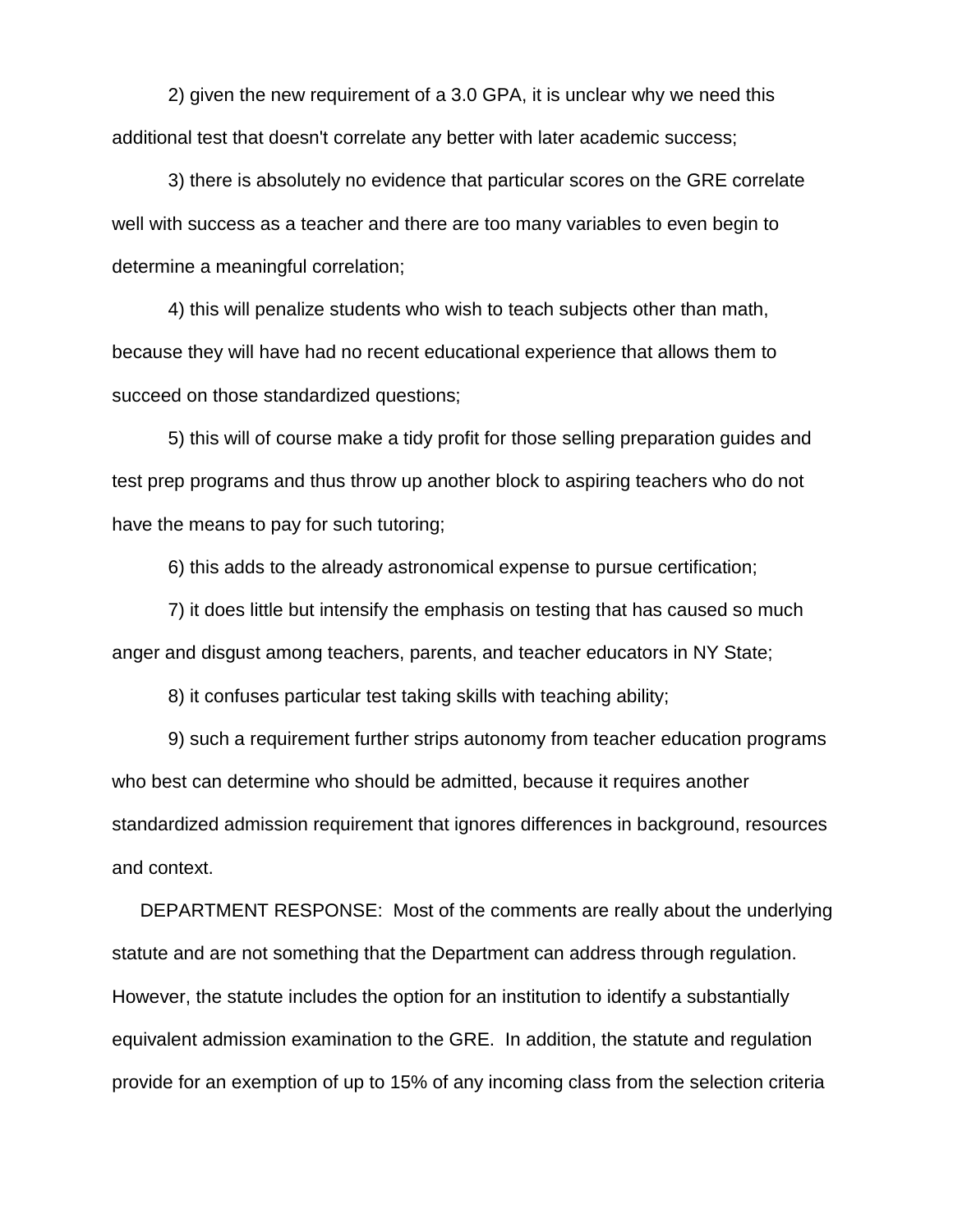2) given the new requirement of a 3.0 GPA, it is unclear why we need this additional test that doesn't correlate any better with later academic success;

3) there is absolutely no evidence that particular scores on the GRE correlate well with success as a teacher and there are too many variables to even begin to determine a meaningful correlation;

4) this will penalize students who wish to teach subjects other than math, because they will have had no recent educational experience that allows them to succeed on those standardized questions;

5) this will of course make a tidy profit for those selling preparation guides and test prep programs and thus throw up another block to aspiring teachers who do not have the means to pay for such tutoring;

6) this adds to the already astronomical expense to pursue certification;

7) it does little but intensify the emphasis on testing that has caused so much anger and disgust among teachers, parents, and teacher educators in NY State;

8) it confuses particular test taking skills with teaching ability;

9) such a requirement further strips autonomy from teacher education programs who best can determine who should be admitted, because it requires another standardized admission requirement that ignores differences in background, resources and context.

DEPARTMENT RESPONSE: Most of the comments are really about the underlying statute and are not something that the Department can address through regulation. However, the statute includes the option for an institution to identify a substantially equivalent admission examination to the GRE. In addition, the statute and regulation provide for an exemption of up to 15% of any incoming class from the selection criteria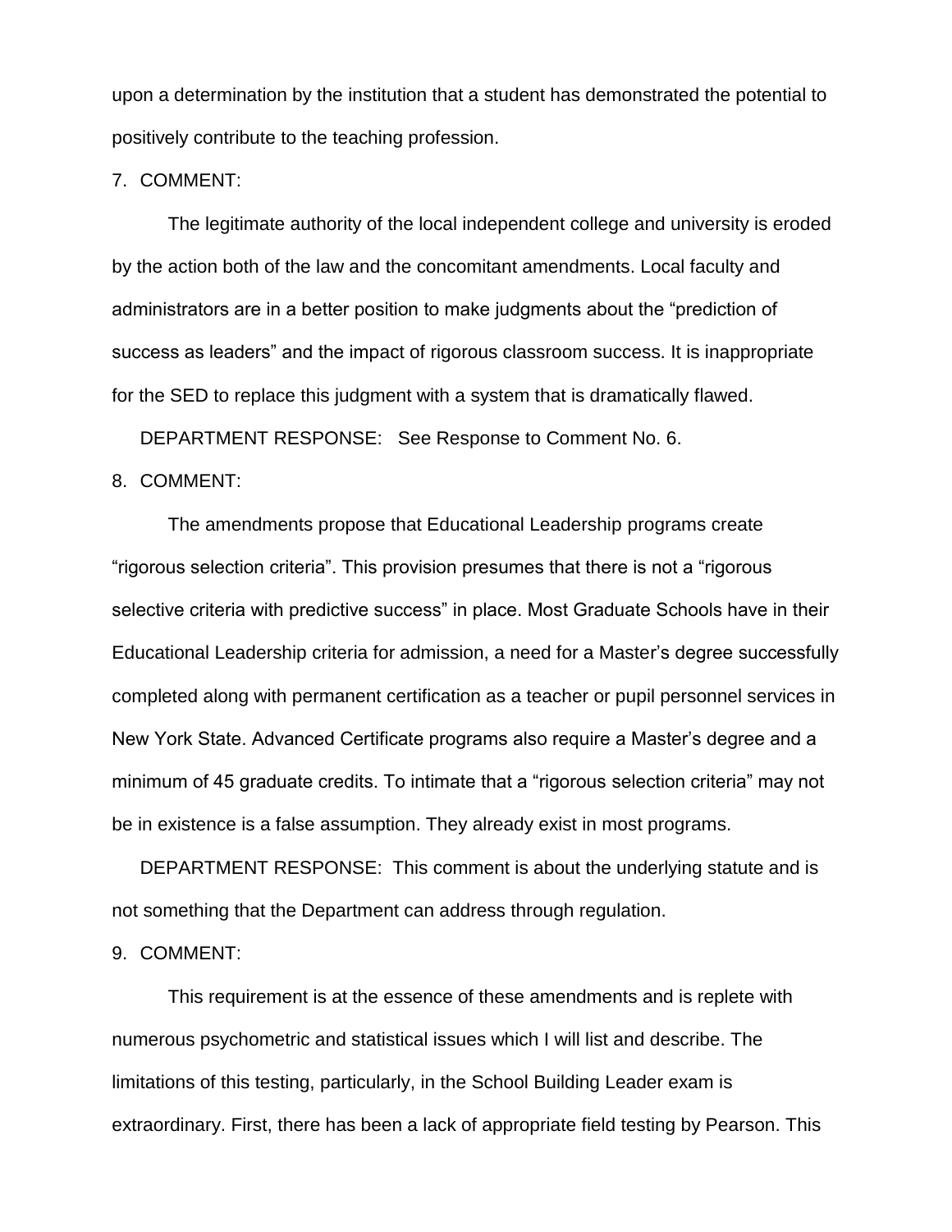upon a determination by the institution that a student has demonstrated the potential to positively contribute to the teaching profession.

7. COMMENT:

The legitimate authority of the local independent college and university is eroded by the action both of the law and the concomitant amendments. Local faculty and administrators are in a better position to make judgments about the "prediction of success as leaders" and the impact of rigorous classroom success. It is inappropriate for the SED to replace this judgment with a system that is dramatically flawed.

DEPARTMENT RESPONSE: See Response to Comment No. 6.

8. COMMENT:

The amendments propose that Educational Leadership programs create "rigorous selection criteria". This provision presumes that there is not a "rigorous selective criteria with predictive success" in place. Most Graduate Schools have in their Educational Leadership criteria for admission, a need for a Master's degree successfully completed along with permanent certification as a teacher or pupil personnel services in New York State. Advanced Certificate programs also require a Master's degree and a minimum of 45 graduate credits. To intimate that a "rigorous selection criteria" may not be in existence is a false assumption. They already exist in most programs.

DEPARTMENT RESPONSE: This comment is about the underlying statute and is not something that the Department can address through regulation.

9. COMMENT:

This requirement is at the essence of these amendments and is replete with numerous psychometric and statistical issues which I will list and describe. The limitations of this testing, particularly, in the School Building Leader exam is extraordinary. First, there has been a lack of appropriate field testing by Pearson. This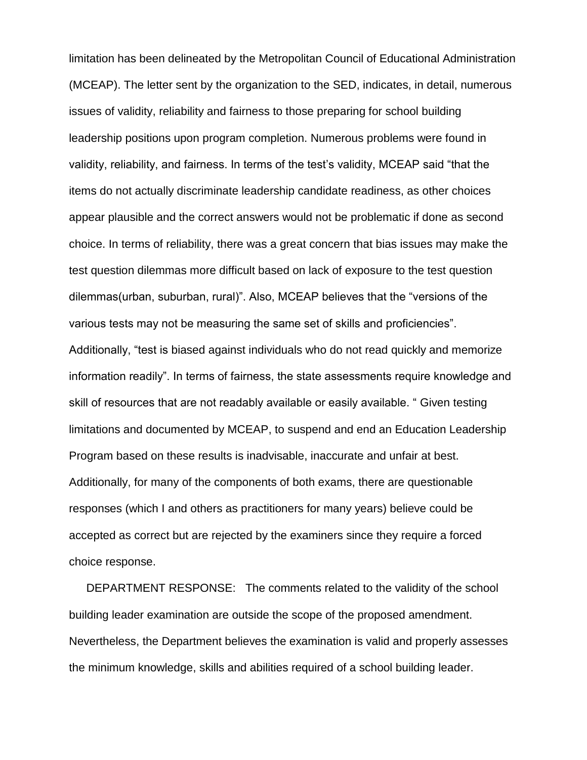limitation has been delineated by the Metropolitan Council of Educational Administration (MCEAP). The letter sent by the organization to the SED, indicates, in detail, numerous issues of validity, reliability and fairness to those preparing for school building leadership positions upon program completion. Numerous problems were found in validity, reliability, and fairness. In terms of the test's validity, MCEAP said "that the items do not actually discriminate leadership candidate readiness, as other choices appear plausible and the correct answers would not be problematic if done as second choice. In terms of reliability, there was a great concern that bias issues may make the test question dilemmas more difficult based on lack of exposure to the test question dilemmas(urban, suburban, rural)". Also, MCEAP believes that the "versions of the various tests may not be measuring the same set of skills and proficiencies". Additionally, "test is biased against individuals who do not read quickly and memorize information readily". In terms of fairness, the state assessments require knowledge and skill of resources that are not readably available or easily available. " Given testing limitations and documented by MCEAP, to suspend and end an Education Leadership Program based on these results is inadvisable, inaccurate and unfair at best. Additionally, for many of the components of both exams, there are questionable responses (which I and others as practitioners for many years) believe could be accepted as correct but are rejected by the examiners since they require a forced choice response.

DEPARTMENT RESPONSE: The comments related to the validity of the school building leader examination are outside the scope of the proposed amendment. Nevertheless, the Department believes the examination is valid and properly assesses the minimum knowledge, skills and abilities required of a school building leader.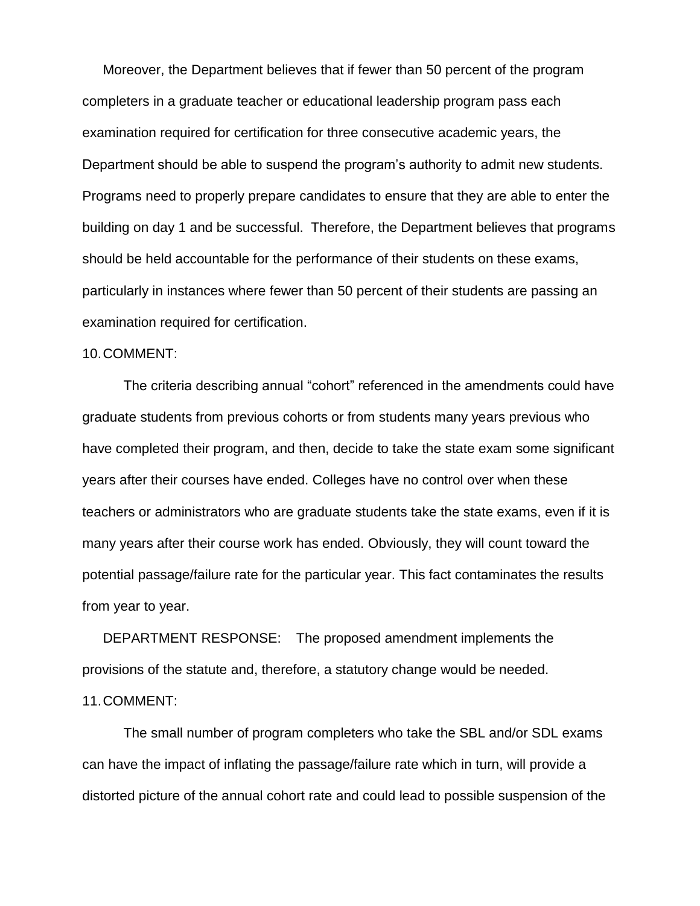Moreover, the Department believes that if fewer than 50 percent of the program completers in a graduate teacher or educational leadership program pass each examination required for certification for three consecutive academic years, the Department should be able to suspend the program's authority to admit new students. Programs need to properly prepare candidates to ensure that they are able to enter the building on day 1 and be successful. Therefore, the Department believes that programs should be held accountable for the performance of their students on these exams, particularly in instances where fewer than 50 percent of their students are passing an examination required for certification.

10. COMMENT:

The criteria describing annual "cohort" referenced in the amendments could have graduate students from previous cohorts or from students many years previous who have completed their program, and then, decide to take the state exam some significant years after their courses have ended. Colleges have no control over when these teachers or administrators who are graduate students take the state exams, even if it is many years after their course work has ended. Obviously, they will count toward the potential passage/failure rate for the particular year. This fact contaminates the results from year to year.

DEPARTMENT RESPONSE: The proposed amendment implements the provisions of the statute and, therefore, a statutory change would be needed.

11. COMMENT:

The small number of program completers who take the SBL and/or SDL exams can have the impact of inflating the passage/failure rate which in turn, will provide a distorted picture of the annual cohort rate and could lead to possible suspension of the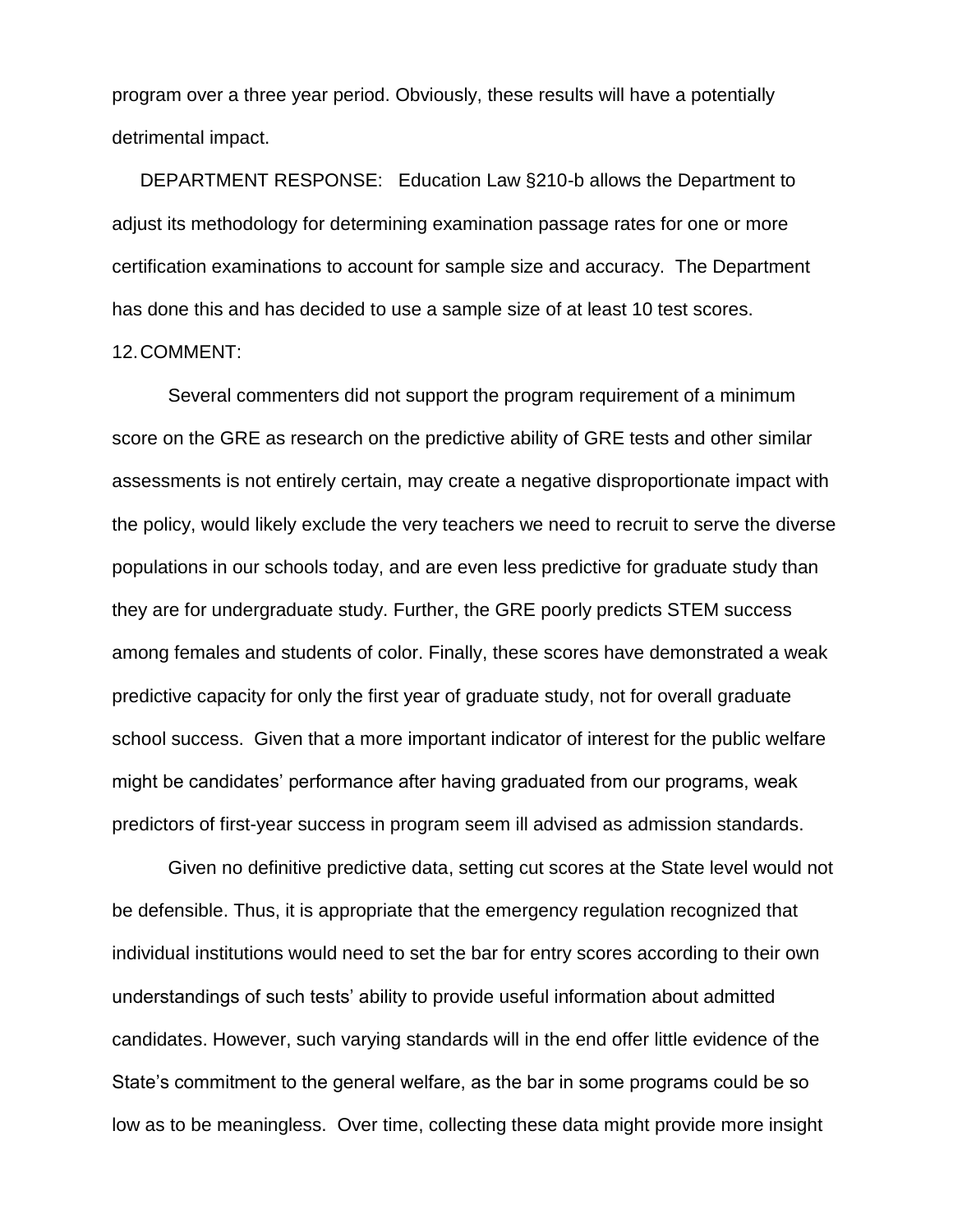program over a three year period. Obviously, these results will have a potentially detrimental impact.

DEPARTMENT RESPONSE: Education Law §210-b allows the Department to adjust its methodology for determining examination passage rates for one or more certification examinations to account for sample size and accuracy. The Department has done this and has decided to use a sample size of at least 10 test scores.

12. COMMENT:

Several commenters did not support the program requirement of a minimum score on the GRE as research on the predictive ability of GRE tests and other similar assessments is not entirely certain, may create a negative disproportionate impact with the policy, would likely exclude the very teachers we need to recruit to serve the diverse populations in our schools today, and are even less predictive for graduate study than they are for undergraduate study. Further, the GRE poorly predicts STEM success among females and students of color. Finally, these scores have demonstrated a weak predictive capacity for only the first year of graduate study, not for overall graduate school success. Given that a more important indicator of interest for the public welfare might be candidates' performance after having graduated from our programs, weak predictors of first-year success in program seem ill advised as admission standards.

Given no definitive predictive data, setting cut scores at the State level would not be defensible. Thus, it is appropriate that the emergency regulation recognized that individual institutions would need to set the bar for entry scores according to their own understandings of such tests' ability to provide useful information about admitted candidates. However, such varying standards will in the end offer little evidence of the State's commitment to the general welfare, as the bar in some programs could be so low as to be meaningless. Over time, collecting these data might provide more insight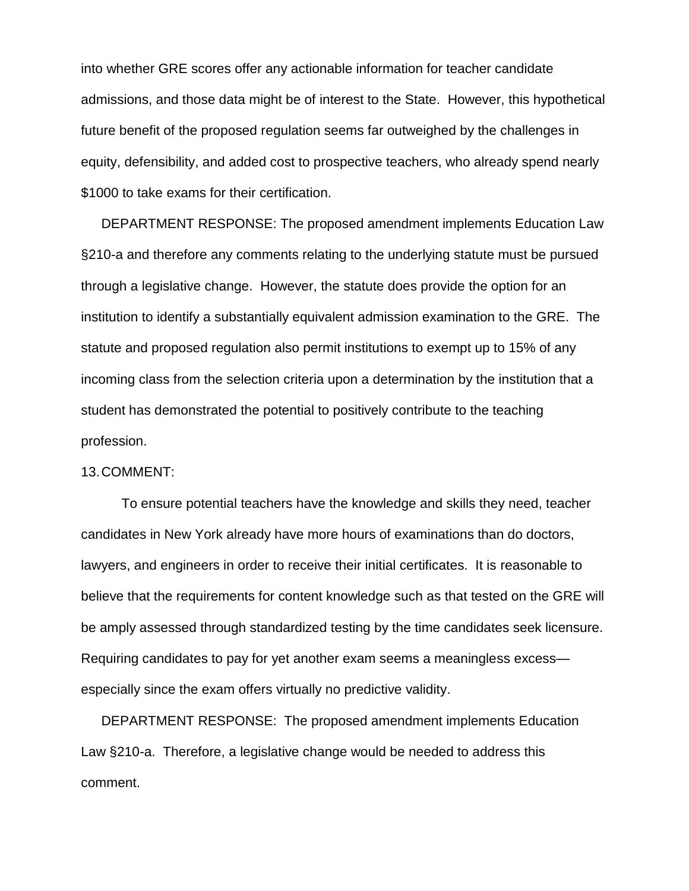into whether GRE scores offer any actionable information for teacher candidate admissions, and those data might be of interest to the State. However, this hypothetical future benefit of the proposed regulation seems far outweighed by the challenges in equity, defensibility, and added cost to prospective teachers, who already spend nearly $1000 to take exams for their certification.

DEPARTMENT RESPONSE: The proposed amendment implements Education Law §210-a and therefore any comments relating to the underlying statute must be pursued through a legislative change. However, the statute does provide the option for an institution to identify a substantially equivalent admission examination to the GRE. The statute and proposed regulation also permit institutions to exempt up to 15% of any incoming class from the selection criteria upon a determination by the institution that a student has demonstrated the potential to positively contribute to the teaching profession.

13. COMMENT:

To ensure potential teachers have the knowledge and skills they need, teacher candidates in New York already have more hours of examinations than do doctors, lawyers, and engineers in order to receive their initial certificates. It is reasonable to believe that the requirements for content knowledge such as that tested on the GRE will be amply assessed through standardized testing by the time candidates seek licensure. Requiring candidates to pay for yet another exam seems a meaningless excess—especially since the exam offers virtually no predictive validity.

DEPARTMENT RESPONSE: The proposed amendment implements Education Law §210-a. Therefore, a legislative change would be needed to address this comment.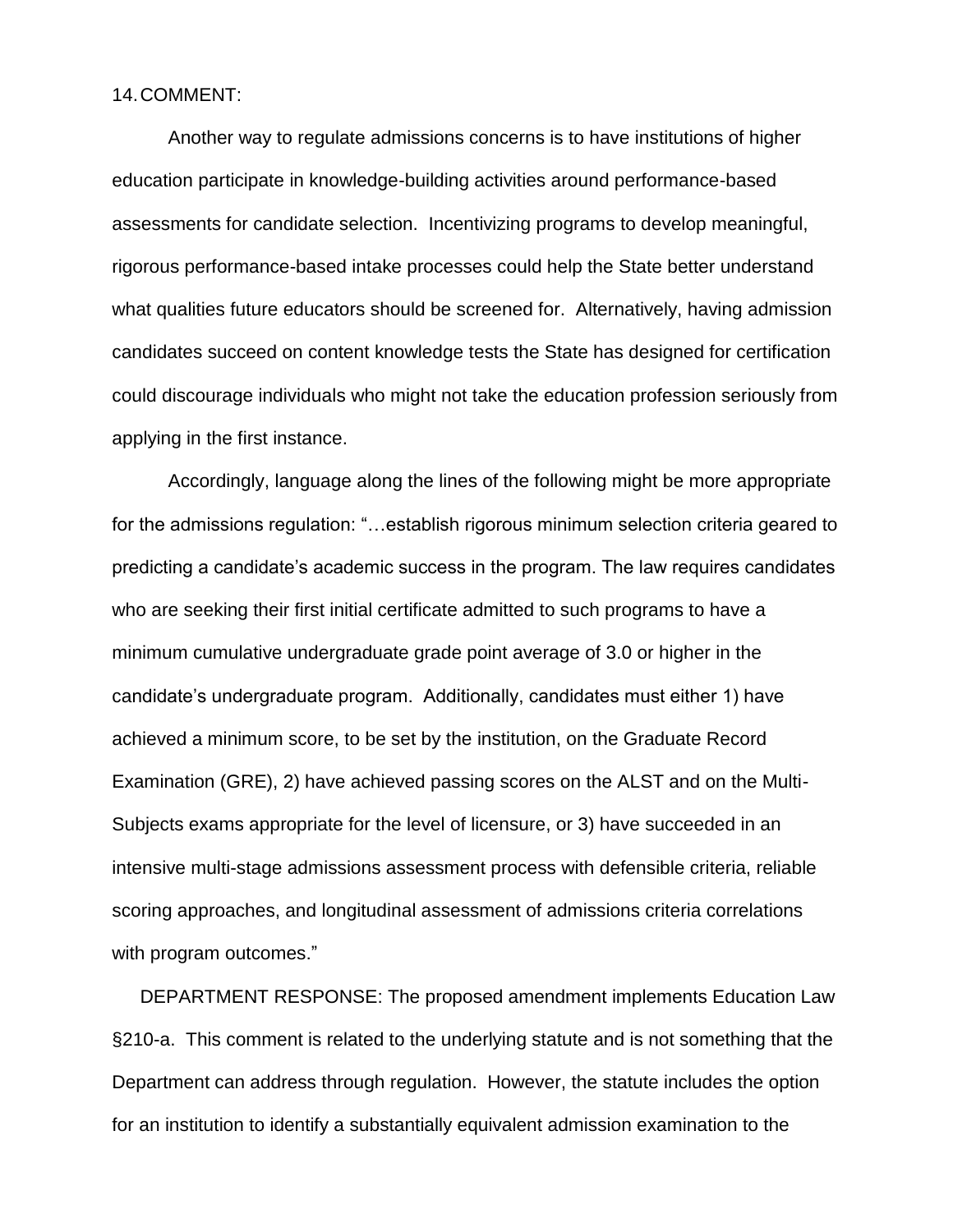14. COMMENT:

Another way to regulate admissions concerns is to have institutions of higher education participate in knowledge-building activities around performance-based assessments for candidate selection. Incentivizing programs to develop meaningful, rigorous performance-based intake processes could help the State better understand what qualities future educators should be screened for. Alternatively, having admission candidates succeed on content knowledge tests the State has designed for certification could discourage individuals who might not take the education profession seriously from applying in the first instance.

Accordingly, language along the lines of the following might be more appropriate for the admissions regulation: "…establish rigorous minimum selection criteria geared to predicting a candidate's academic success in the program. The law requires candidates who are seeking their first initial certificate admitted to such programs to have a minimum cumulative undergraduate grade point average of 3.0 or higher in the candidate's undergraduate program. Additionally, candidates must either 1) have achieved a minimum score, to be set by the institution, on the Graduate Record Examination (GRE), 2) have achieved passing scores on the ALST and on the Multi-Subjects exams appropriate for the level of licensure, or 3) have succeeded in an intensive multi-stage admissions assessment process with defensible criteria, reliable scoring approaches, and longitudinal assessment of admissions criteria correlations with program outcomes."

DEPARTMENT RESPONSE: The proposed amendment implements Education Law §210-a. This comment is related to the underlying statute and is not something that the Department can address through regulation. However, the statute includes the option for an institution to identify a substantially equivalent admission examination to the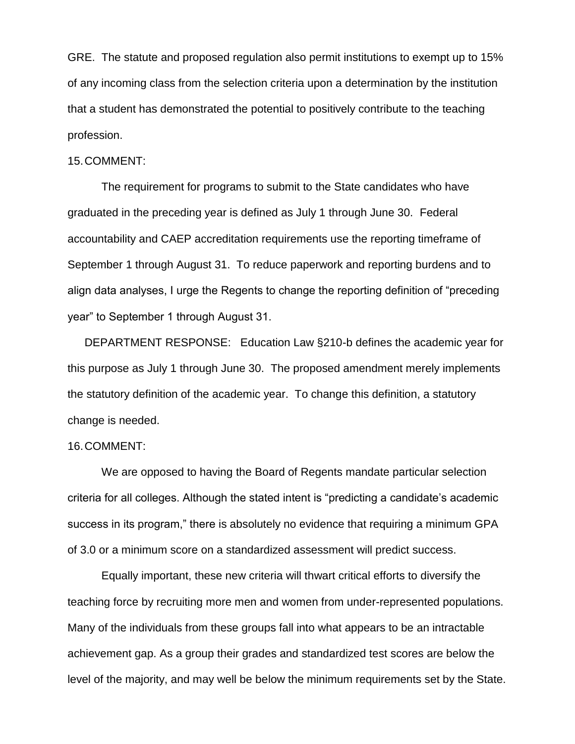GRE. The statute and proposed regulation also permit institutions to exempt up to 15% of any incoming class from the selection criteria upon a determination by the institution that a student has demonstrated the potential to positively contribute to the teaching profession.

15. COMMENT:

The requirement for programs to submit to the State candidates who have graduated in the preceding year is defined as July 1 through June 30. Federal accountability and CAEP accreditation requirements use the reporting timeframe of September 1 through August 31. To reduce paperwork and reporting burdens and to align data analyses, I urge the Regents to change the reporting definition of "preceding year" to September 1 through August 31.

DEPARTMENT RESPONSE: Education Law §210-b defines the academic year for this purpose as July 1 through June 30. The proposed amendment merely implements the statutory definition of the academic year. To change this definition, a statutory change is needed.

16. COMMENT:

We are opposed to having the Board of Regents mandate particular selection criteria for all colleges. Although the stated intent is "predicting a candidate's academic success in its program," there is absolutely no evidence that requiring a minimum GPA of 3.0 or a minimum score on a standardized assessment will predict success.

Equally important, these new criteria will thwart critical efforts to diversify the teaching force by recruiting more men and women from under-represented populations. Many of the individuals from these groups fall into what appears to be an intractable achievement gap. As a group their grades and standardized test scores are below the level of the majority, and may well be below the minimum requirements set by the State.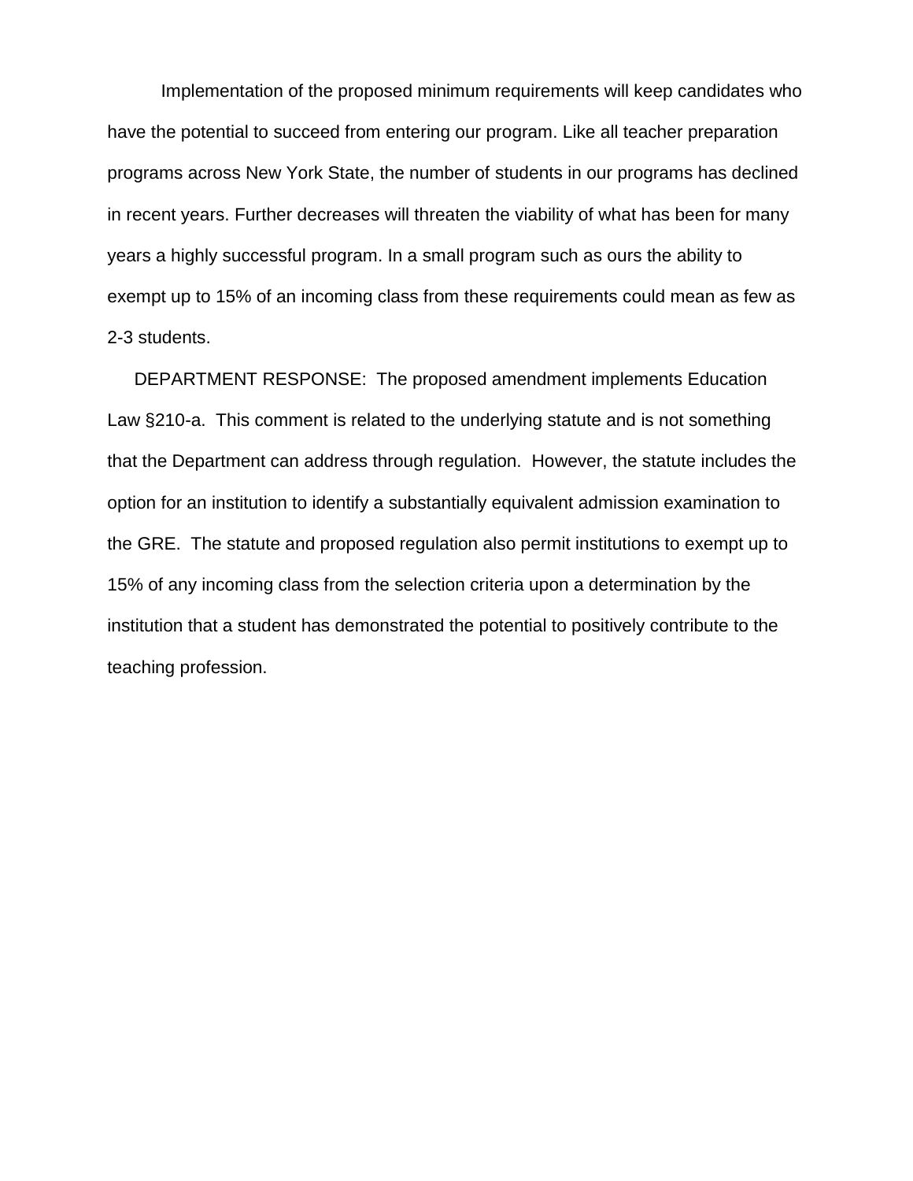Implementation of the proposed minimum requirements will keep candidates who have the potential to succeed from entering our program. Like all teacher preparation programs across New York State, the number of students in our programs has declined in recent years. Further decreases will threaten the viability of what has been for many years a highly successful program. In a small program such as ours the ability to exempt up to 15% of an incoming class from these requirements could mean as few as 2-3 students.

DEPARTMENT RESPONSE: The proposed amendment implements Education Law §210-a. This comment is related to the underlying statute and is not something that the Department can address through regulation. However, the statute includes the option for an institution to identify a substantially equivalent admission examination to the GRE. The statute and proposed regulation also permit institutions to exempt up to 15% of any incoming class from the selection criteria upon a determination by the institution that a student has demonstrated the potential to positively contribute to the teaching profession.